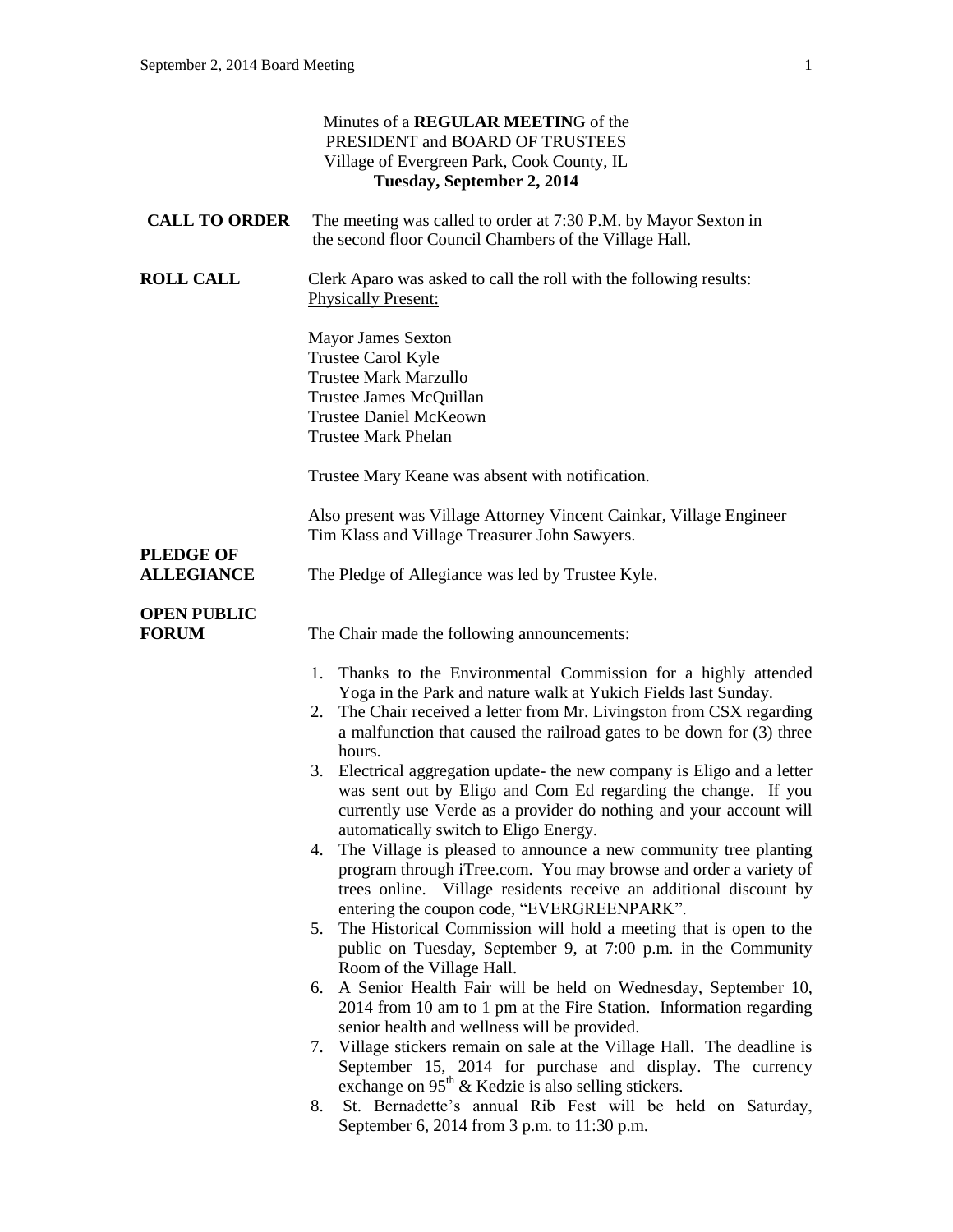Minutes of a **REGULAR MEETIN**G of the
PRESIDENT and BOARD OF TRUSTEES
Village of Evergreen Park, Cook County, IL
**Tuesday, September 2, 2014**

**CALL TO ORDER** The meeting was called to order at 7:30 P.M. by Mayor Sexton in the second floor Council Chambers of the Village Hall.

**ROLL CALL** Clerk Aparo was asked to call the roll with the following results:
Physically Present:

Mayor James Sexton
Trustee Carol Kyle
Trustee Mark Marzullo
Trustee James McQuillan
Trustee Daniel McKeown
Trustee Mark Phelan

Trustee Mary Keane was absent with notification.

Also present was Village Attorney Vincent Cainkar, Village Engineer Tim Klass and Village Treasurer John Sawyers.

**PLEDGE OF ALLEGIANCE** The Pledge of Allegiance was led by Trustee Kyle.

**OPEN PUBLIC FORUM** The Chair made the following announcements:

1. Thanks to the Environmental Commission for a highly attended Yoga in the Park and nature walk at Yukich Fields last Sunday.
2. The Chair received a letter from Mr. Livingston from CSX regarding a malfunction that caused the railroad gates to be down for (3) three hours.
3. Electrical aggregation update- the new company is Eligo and a letter was sent out by Eligo and Com Ed regarding the change. If you currently use Verde as a provider do nothing and your account will automatically switch to Eligo Energy.
4. The Village is pleased to announce a new community tree planting program through iTree.com. You may browse and order a variety of trees online. Village residents receive an additional discount by entering the coupon code, "EVERGREENPARK".
5. The Historical Commission will hold a meeting that is open to the public on Tuesday, September 9, at 7:00 p.m. in the Community Room of the Village Hall.
6. A Senior Health Fair will be held on Wednesday, September 10, 2014 from 10 am to 1 pm at the Fire Station. Information regarding senior health and wellness will be provided.
7. Village stickers remain on sale at the Village Hall. The deadline is September 15, 2014 for purchase and display. The currency exchange on 95th & Kedzie is also selling stickers.
8. St. Bernadette's annual Rib Fest will be held on Saturday, September 6, 2014 from 3 p.m. to 11:30 p.m.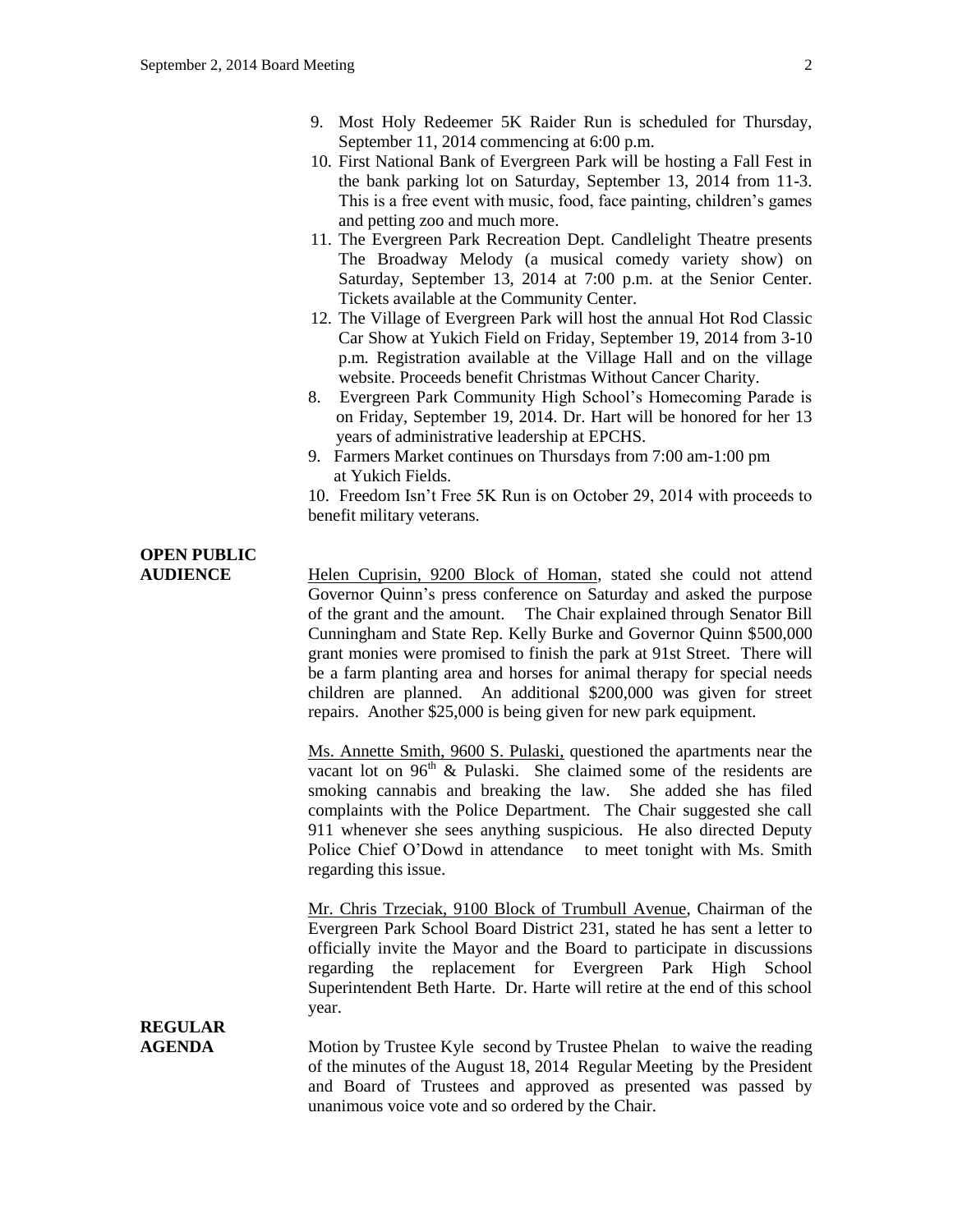9. Most Holy Redeemer 5K Raider Run is scheduled for Thursday, September 11, 2014 commencing at 6:00 p.m.
10. First National Bank of Evergreen Park will be hosting a Fall Fest in the bank parking lot on Saturday, September 13, 2014 from 11-3. This is a free event with music, food, face painting, children's games and petting zoo and much more.
11. The Evergreen Park Recreation Dept. Candlelight Theatre presents The Broadway Melody (a musical comedy variety show) on Saturday, September 13, 2014 at 7:00 p.m. at the Senior Center. Tickets available at the Community Center.
12. The Village of Evergreen Park will host the annual Hot Rod Classic Car Show at Yukich Field on Friday, September 19, 2014 from 3-10 p.m. Registration available at the Village Hall and on the village website. Proceeds benefit Christmas Without Cancer Charity.

8. Evergreen Park Community High School's Homecoming Parade is on Friday, September 19, 2014. Dr. Hart will be honored for her 13 years of administrative leadership at EPCHS.
9. Farmers Market continues on Thursdays from 7:00 am-1:00 pm at Yukich Fields.
10. Freedom Isn't Free 5K Run is on October 29, 2014 with proceeds to benefit military veterans.

**OPEN PUBLIC AUDIENCE**

Helen Cuprisin, 9200 Block of Homan, stated she could not attend Governor Quinn's press conference on Saturday and asked the purpose of the grant and the amount. The Chair explained through Senator Bill Cunningham and State Rep. Kelly Burke and Governor Quinn $500,000 grant monies were promised to finish the park at 91st Street. There will be a farm planting area and horses for animal therapy for special needs children are planned. An additional $200,000 was given for street repairs. Another $25,000 is being given for new park equipment.

Ms. Annette Smith, 9600 S. Pulaski, questioned the apartments near the vacant lot on 96th & Pulaski. She claimed some of the residents are smoking cannabis and breaking the law. She added she has filed complaints with the Police Department. The Chair suggested she call 911 whenever she sees anything suspicious. He also directed Deputy Police Chief O'Dowd in attendance to meet tonight with Ms. Smith regarding this issue.

Mr. Chris Trzeciak, 9100 Block of Trumbull Avenue, Chairman of the Evergreen Park School Board District 231, stated he has sent a letter to officially invite the Mayor and the Board to participate in discussions regarding the replacement for Evergreen Park High School Superintendent Beth Harte. Dr. Harte will retire at the end of this school year.

**REGULAR AGENDA**

Motion by Trustee Kyle second by Trustee Phelan to waive the reading of the minutes of the August 18, 2014 Regular Meeting by the President and Board of Trustees and approved as presented was passed by unanimous voice vote and so ordered by the Chair.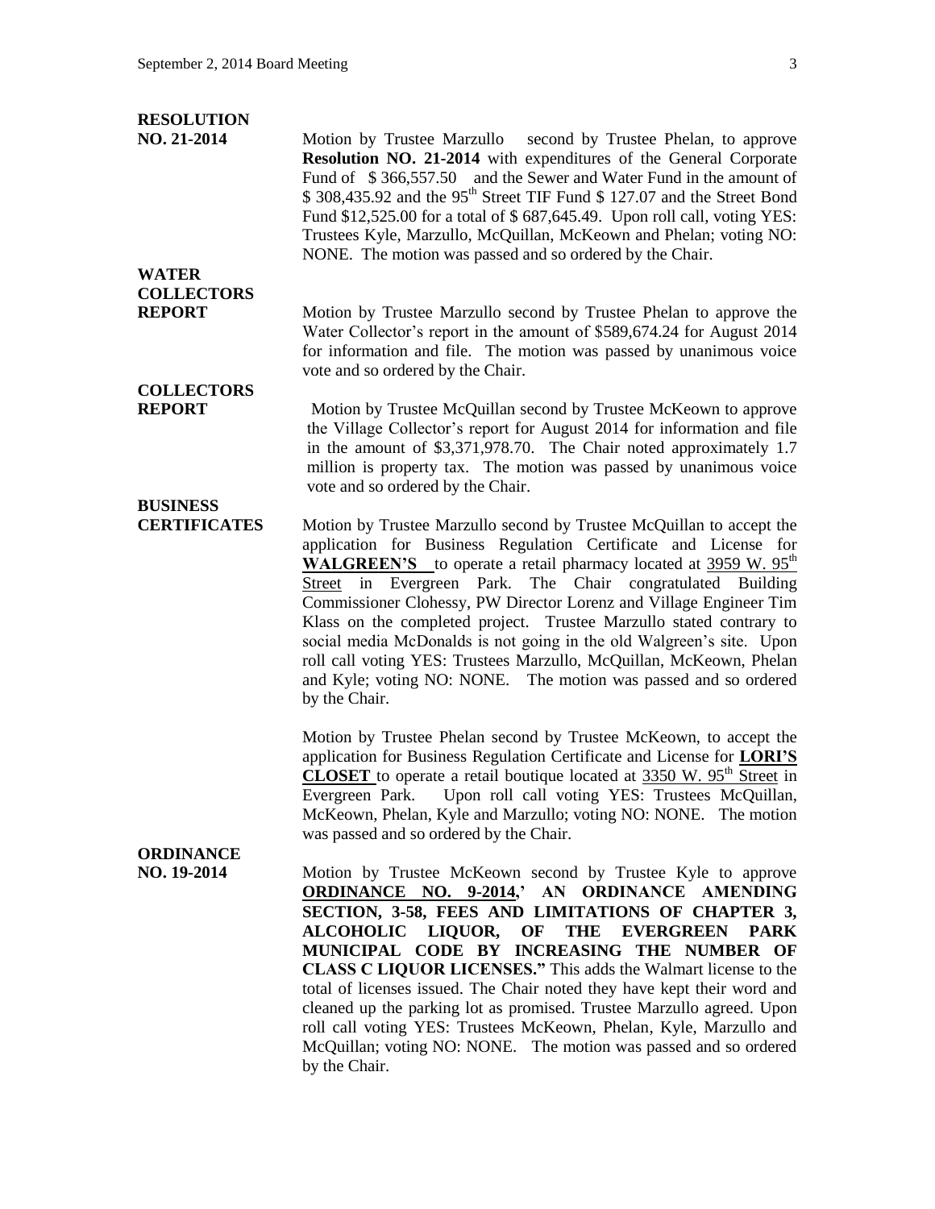**RESOLUTION NO. 21-2014**

Motion by Trustee Marzullo second by Trustee Phelan, to approve **Resolution NO. 21-2014** with expenditures of the General Corporate Fund of $ 366,557.50 and the Sewer and Water Fund in the amount of $ 308,435.92 and the 95th Street TIF Fund $ 127.07 and the Street Bond Fund $12,525.00 for a total of $ 687,645.49. Upon roll call, voting YES: Trustees Kyle, Marzullo, McQuillan, McKeown and Phelan; voting NO: NONE. The motion was passed and so ordered by the Chair.

**WATER COLLECTORS REPORT**

Motion by Trustee Marzullo second by Trustee Phelan to approve the Water Collector's report in the amount of $589,674.24 for August 2014 for information and file. The motion was passed by unanimous voice vote and so ordered by the Chair.

**COLLECTORS REPORT**

Motion by Trustee McQuillan second by Trustee McKeown to approve the Village Collector's report for August 2014 for information and file in the amount of $3,371,978.70. The Chair noted approximately 1.7 million is property tax. The motion was passed by unanimous voice vote and so ordered by the Chair.

**BUSINESS CERTIFICATES**

Motion by Trustee Marzullo second by Trustee McQuillan to accept the application for Business Regulation Certificate and License for **WALGREEN'S** to operate a retail pharmacy located at 3959 W. 95th Street in Evergreen Park. The Chair congratulated Building Commissioner Clohessy, PW Director Lorenz and Village Engineer Tim Klass on the completed project. Trustee Marzullo stated contrary to social media McDonalds is not going in the old Walgreen's site. Upon roll call voting YES: Trustees Marzullo, McQuillan, McKeown, Phelan and Kyle; voting NO: NONE. The motion was passed and so ordered by the Chair.

Motion by Trustee Phelan second by Trustee McKeown, to accept the application for Business Regulation Certificate and License for **LORI'S CLOSET** to operate a retail boutique located at 3350 W. 95th Street in Evergreen Park. Upon roll call voting YES: Trustees McQuillan, McKeown, Phelan, Kyle and Marzullo; voting NO: NONE. The motion was passed and so ordered by the Chair.

**ORDINANCE NO. 19-2014**

Motion by Trustee McKeown second by Trustee Kyle to approve **ORDINANCE NO. 9-2014,' AN ORDINANCE AMENDING SECTION, 3-58, FEES AND LIMITATIONS OF CHAPTER 3, ALCOHOLIC LIQUOR, OF THE EVERGREEN PARK MUNICIPAL CODE BY INCREASING THE NUMBER OF CLASS C LIQUOR LICENSES."** This adds the Walmart license to the total of licenses issued. The Chair noted they have kept their word and cleaned up the parking lot as promised. Trustee Marzullo agreed. Upon roll call voting YES: Trustees McKeown, Phelan, Kyle, Marzullo and McQuillan; voting NO: NONE. The motion was passed and so ordered by the Chair.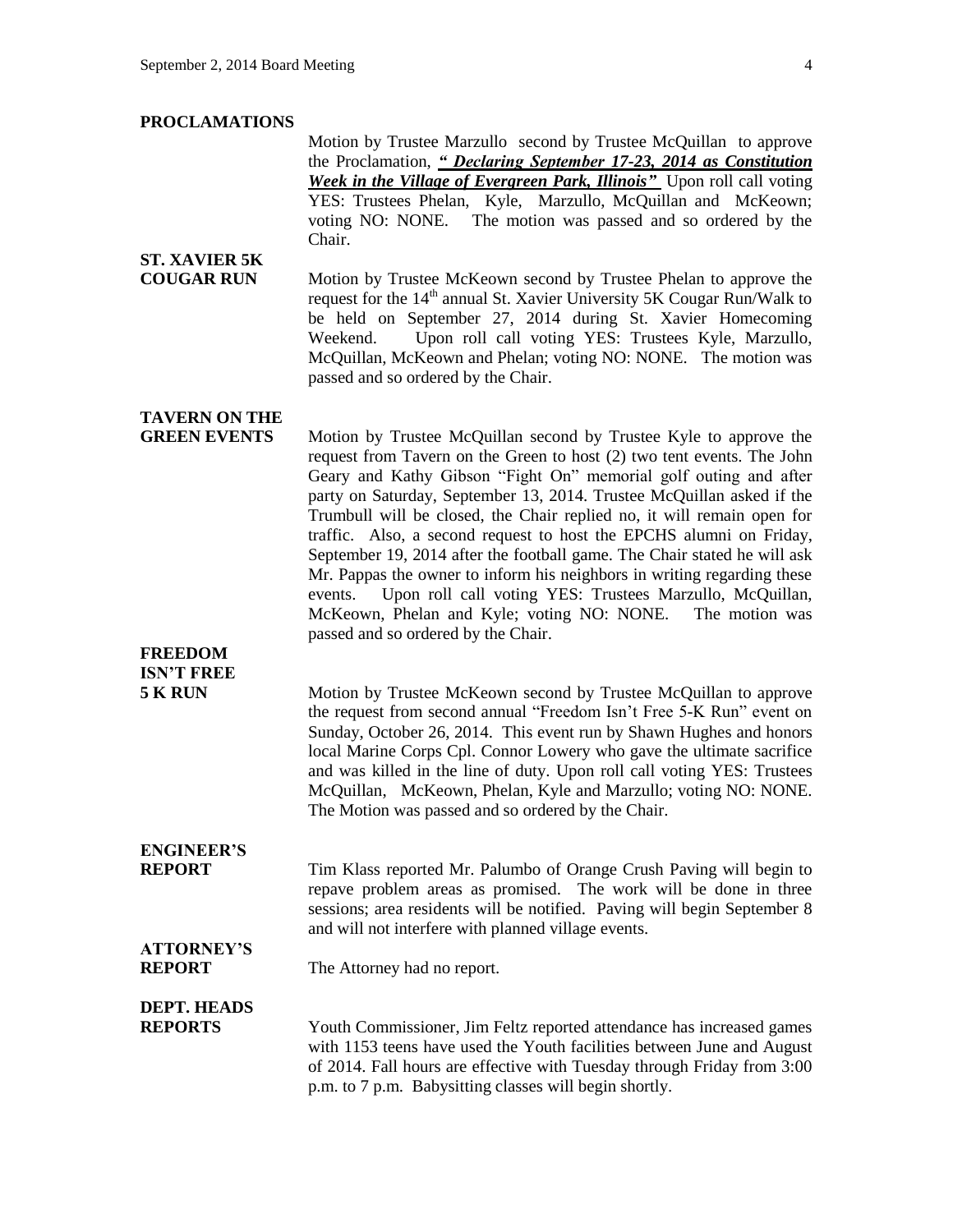**PROCLAMATIONS**

Motion by Trustee Marzullo second by Trustee McQuillan to approve the Proclamation, ***" Declaring September 17-23, 2014 as Constitution Week in the Village of Evergreen Park, Illinois"*** Upon roll call voting YES: Trustees Phelan, Kyle, Marzullo, McQuillan and McKeown; voting NO: NONE. The motion was passed and so ordered by the Chair.

**ST. XAVIER 5K COUGAR RUN**

Motion by Trustee McKeown second by Trustee Phelan to approve the request for the 14th annual St. Xavier University 5K Cougar Run/Walk to be held on September 27, 2014 during St. Xavier Homecoming Weekend. Upon roll call voting YES: Trustees Kyle, Marzullo, McQuillan, McKeown and Phelan; voting NO: NONE. The motion was passed and so ordered by the Chair.

**TAVERN ON THE GREEN EVENTS**

Motion by Trustee McQuillan second by Trustee Kyle to approve the request from Tavern on the Green to host (2) two tent events. The John Geary and Kathy Gibson "Fight On" memorial golf outing and after party on Saturday, September 13, 2014. Trustee McQuillan asked if the Trumbull will be closed, the Chair replied no, it will remain open for traffic. Also, a second request to host the EPCHS alumni on Friday, September 19, 2014 after the football game. The Chair stated he will ask Mr. Pappas the owner to inform his neighbors in writing regarding these events. Upon roll call voting YES: Trustees Marzullo, McQuillan, McKeown, Phelan and Kyle; voting NO: NONE. The motion was passed and so ordered by the Chair.

**FREEDOM ISN'T FREE 5 K RUN**

Motion by Trustee McKeown second by Trustee McQuillan to approve the request from second annual "Freedom Isn't Free 5-K Run" event on Sunday, October 26, 2014. This event run by Shawn Hughes and honors local Marine Corps Cpl. Connor Lowery who gave the ultimate sacrifice and was killed in the line of duty. Upon roll call voting YES: Trustees McQuillan, McKeown, Phelan, Kyle and Marzullo; voting NO: NONE. The Motion was passed and so ordered by the Chair.

**ENGINEER'S REPORT**

Tim Klass reported Mr. Palumbo of Orange Crush Paving will begin to repave problem areas as promised. The work will be done in three sessions; area residents will be notified. Paving will begin September 8 and will not interfere with planned village events.

**ATTORNEY'S REPORT**

The Attorney had no report.

**DEPT. HEADS REPORTS**

Youth Commissioner, Jim Feltz reported attendance has increased games with 1153 teens have used the Youth facilities between June and August of 2014. Fall hours are effective with Tuesday through Friday from 3:00 p.m. to 7 p.m. Babysitting classes will begin shortly.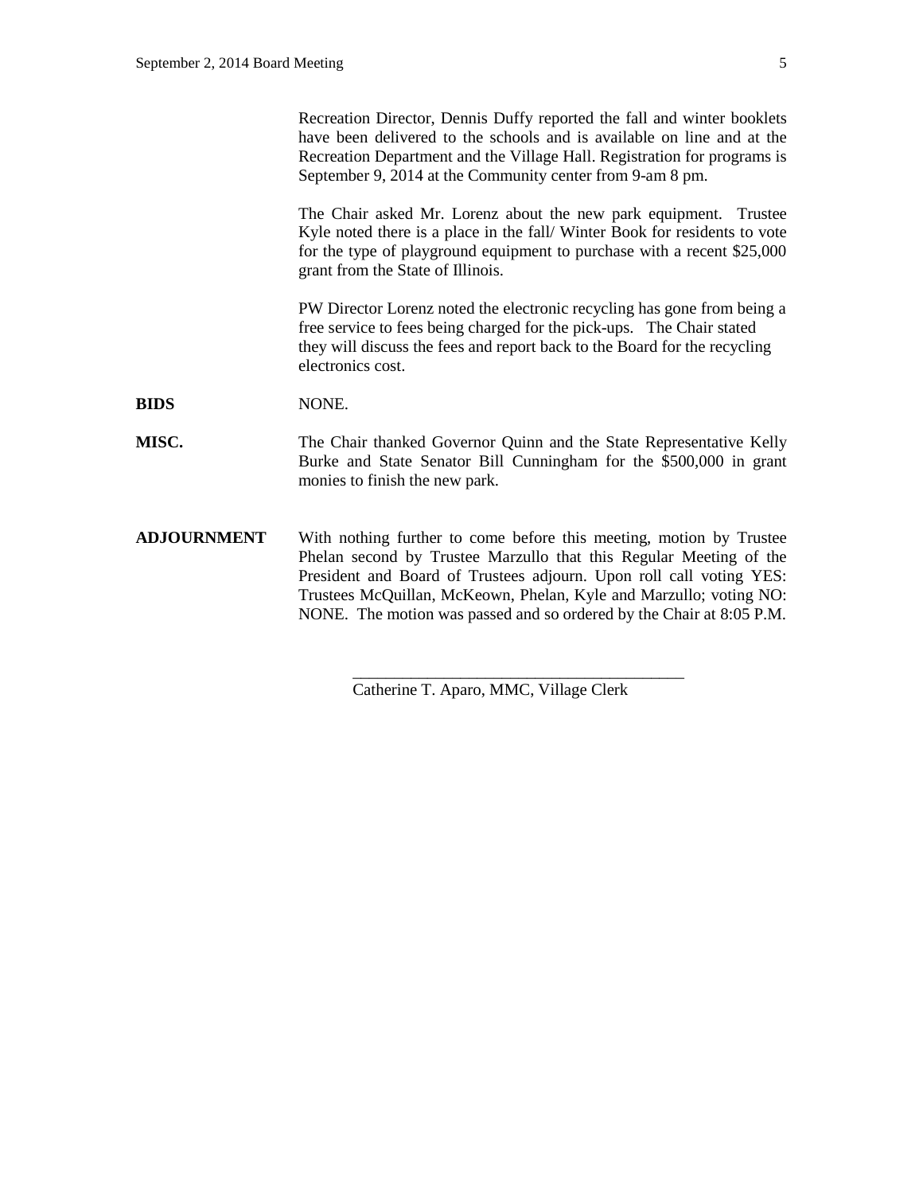Recreation Director, Dennis Duffy reported the fall and winter booklets have been delivered to the schools and is available on line and at the Recreation Department and the Village Hall. Registration for programs is September 9, 2014 at the Community center from 9-am 8 pm.

The Chair asked Mr. Lorenz about the new park equipment. Trustee Kyle noted there is a place in the fall/ Winter Book for residents to vote for the type of playground equipment to purchase with a recent $25,000 grant from the State of Illinois.

PW Director Lorenz noted the electronic recycling has gone from being a free service to fees being charged for the pick-ups. The Chair stated they will discuss the fees and report back to the Board for the recycling electronics cost.

**BIDS** NONE.

**MISC.** The Chair thanked Governor Quinn and the State Representative Kelly Burke and State Senator Bill Cunningham for the $500,000 in grant monies to finish the new park.

**ADJOURNMENT** With nothing further to come before this meeting, motion by Trustee Phelan second by Trustee Marzullo that this Regular Meeting of the President and Board of Trustees adjourn. Upon roll call voting YES: Trustees McQuillan, McKeown, Phelan, Kyle and Marzullo; voting NO: NONE. The motion was passed and so ordered by the Chair at 8:05 P.M.

\_\_\_\_\_\_\_\_\_\_\_\_\_\_\_\_\_\_\_\_\_\_\_\_\_\_\_\_\_\_\_\_\_\_\_\_\_\_\_\_

Catherine T. Aparo, MMC, Village Clerk